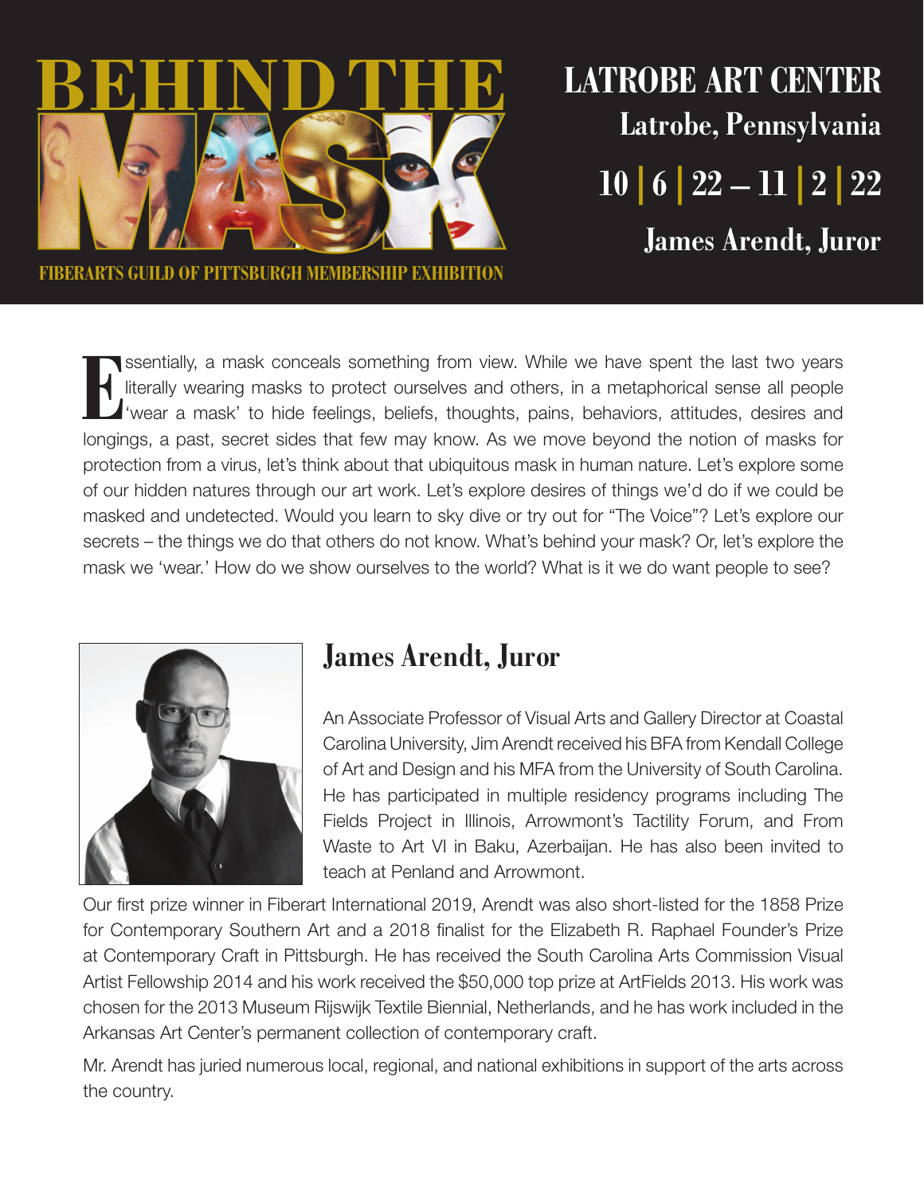# BEHIND THE MASK

FIBERARTS GUILD OF PITTSBURGH MEMBERSHIP EXHIBITION

## LATROBE ART CENTER

### Latrobe, Pennsylvania

### 10 | 6 | 22 – 11 | 2 | 22

### James Arendt, Juror

Essentially, a mask conceals something from view. While we have spent the last two years literally wearing masks to protect ourselves and others, in a metaphorical sense all people 'wear a mask' to hide feelings, beliefs, thoughts, pains, behaviors, attitudes, desires and longings, a past, secret sides that few may know. As we move beyond the notion of masks for protection from a virus, let's think about that ubiquitous mask in human nature. Let's explore some of our hidden natures through our art work. Let's explore desires of things we'd do if we could be masked and undetected. Would you learn to sky dive or try out for "The Voice"? Let's explore our secrets – the things we do that others do not know. What's behind your mask? Or, let's explore the mask we 'wear.' How do we show ourselves to the world? What is it we do want people to see?

## James Arendt, Juror

An Associate Professor of Visual Arts and Gallery Director at Coastal Carolina University, Jim Arendt received his BFA from Kendall College of Art and Design and his MFA from the University of South Carolina. He has participated in multiple residency programs including The Fields Project in Illinois, Arrowmont's Tactility Forum, and From Waste to Art VI in Baku, Azerbaijan. He has also been invited to teach at Penland and Arrowmont.

Our first prize winner in Fiberart International 2019, Arendt was also short-listed for the 1858 Prize for Contemporary Southern Art and a 2018 finalist for the Elizabeth R. Raphael Founder's Prize at Contemporary Craft in Pittsburgh. He has received the South Carolina Arts Commission Visual Artist Fellowship 2014 and his work received the $50,000 top prize at ArtFields 2013. His work was chosen for the 2013 Museum Rijswijk Textile Biennial, Netherlands, and he has work included in the Arkansas Art Center's permanent collection of contemporary craft.

Mr. Arendt has juried numerous local, regional, and national exhibitions in support of the arts across the country.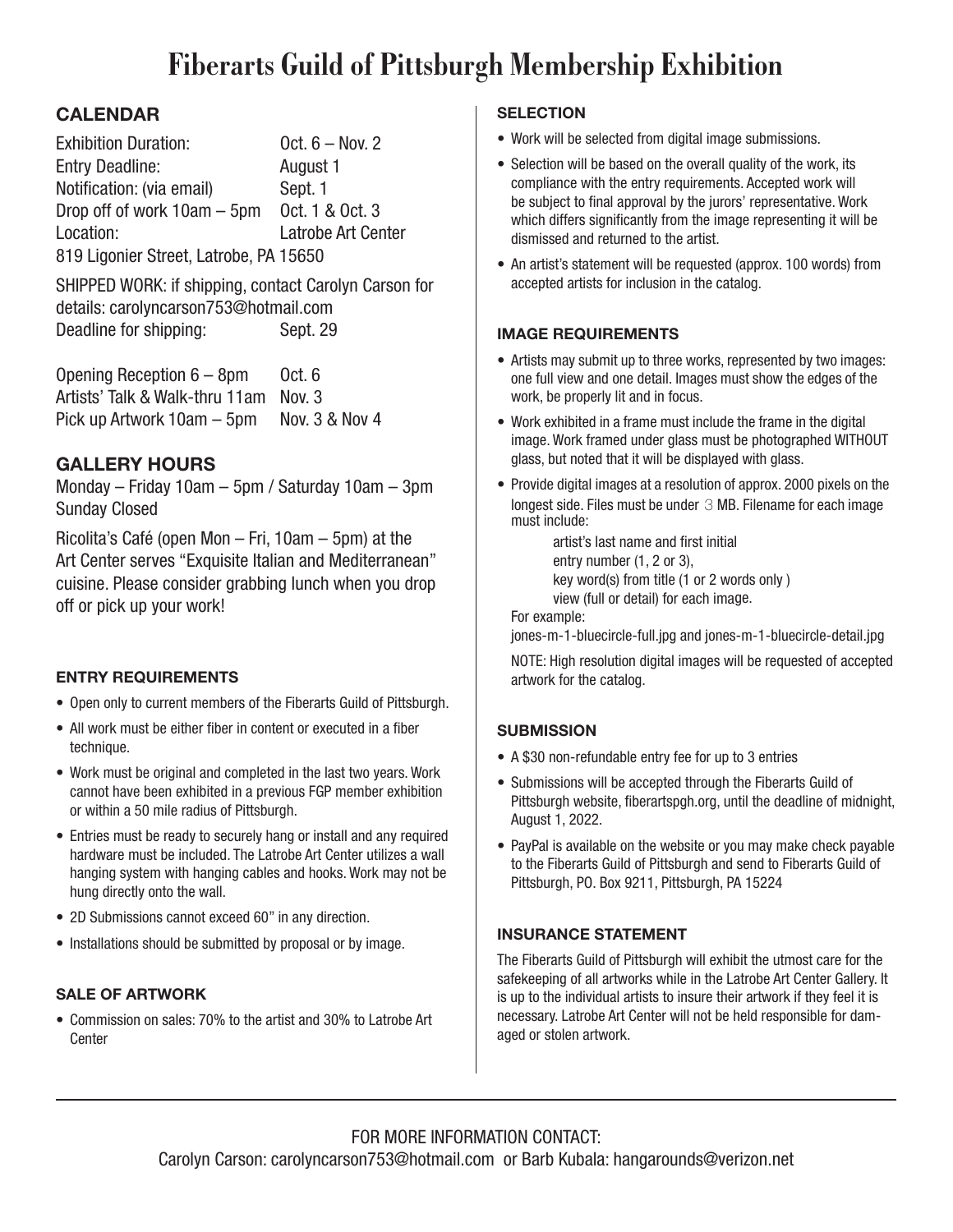# Fiberarts Guild of Pittsburgh Membership Exhibition

## CALENDAR

| | |
|---|---|
| Exhibition Duration: | Oct. 6 – Nov. 2 |
| Entry Deadline: | August 1 |
| Notification: (via email) | Sept. 1 |
| Drop off of work 10am – 5pm | Oct. 1 & Oct. 3 |
| Location: | Latrobe Art Center |

819 Ligonier Street, Latrobe, PA 15650

SHIPPED WORK: if shipping, contact Carolyn Carson for details: carolyncarson753@hotmail.com

| | |
|---|---|
| Deadline for shipping: | Sept. 29 |

| | |
|---|---|
| Opening Reception 6 – 8pm | Oct. 6 |
| Artists' Talk & Walk-thru 11am | Nov. 3 |
| Pick up Artwork 10am – 5pm | Nov. 3 & Nov 4 |

## GALLERY HOURS

Monday – Friday 10am – 5pm / Saturday 10am – 3pm
Sunday Closed

Ricolita's Café (open Mon – Fri, 10am – 5pm) at the Art Center serves "Exquisite Italian and Mediterranean" cuisine. Please consider grabbing lunch when you drop off or pick up your work!

### ENTRY REQUIREMENTS

- Open only to current members of the Fiberarts Guild of Pittsburgh.
- All work must be either fiber in content or executed in a fiber technique.
- Work must be original and completed in the last two years. Work cannot have been exhibited in a previous FGP member exhibition or within a 50 mile radius of Pittsburgh.
- Entries must be ready to securely hang or install and any required hardware must be included. The Latrobe Art Center utilizes a wall hanging system with hanging cables and hooks. Work may not be hung directly onto the wall.
- 2D Submissions cannot exceed 60" in any direction.
- Installations should be submitted by proposal or by image.

### SALE OF ARTWORK

- Commission on sales: 70% to the artist and 30% to Latrobe Art Center

### SELECTION

- Work will be selected from digital image submissions.
- Selection will be based on the overall quality of the work, its compliance with the entry requirements. Accepted work will be subject to final approval by the jurors' representative. Work which differs significantly from the image representing it will be dismissed and returned to the artist.
- An artist's statement will be requested (approx. 100 words) from accepted artists for inclusion in the catalog.

### IMAGE REQUIREMENTS

- Artists may submit up to three works, represented by two images: one full view and one detail. Images must show the edges of the work, be properly lit and in focus.
- Work exhibited in a frame must include the frame in the digital image. Work framed under glass must be photographed WITHOUT glass, but noted that it will be displayed with glass.
- Provide digital images at a resolution of approx. 2000 pixels on the longest side. Files must be under 3 MB. Filename for each image must include:

  artist's last name and first initial
  entry number (1, 2 or 3),
  key word(s) from title (1 or 2 words only )
  view (full or detail) for each image.

  For example:
  jones-m-1-bluecircle-full.jpg and jones-m-1-bluecircle-detail.jpg

  NOTE: High resolution digital images will be requested of accepted artwork for the catalog.

### SUBMISSION

- A $30 non-refundable entry fee for up to 3 entries
- Submissions will be accepted through the Fiberarts Guild of Pittsburgh website, fiberartspgh.org, until the deadline of midnight, August 1, 2022.
- PayPal is available on the website or you may make check payable to the Fiberarts Guild of Pittsburgh and send to Fiberarts Guild of Pittsburgh, PO. Box 9211, Pittsburgh, PA 15224

### INSURANCE STATEMENT

The Fiberarts Guild of Pittsburgh will exhibit the utmost care for the safekeeping of all artworks while in the Latrobe Art Center Gallery. It is up to the individual artists to insure their artwork if they feel it is necessary. Latrobe Art Center will not be held responsible for damaged or stolen artwork.

FOR MORE INFORMATION CONTACT:
Carolyn Carson: carolyncarson753@hotmail.com or Barb Kubala: hangarounds@verizon.net